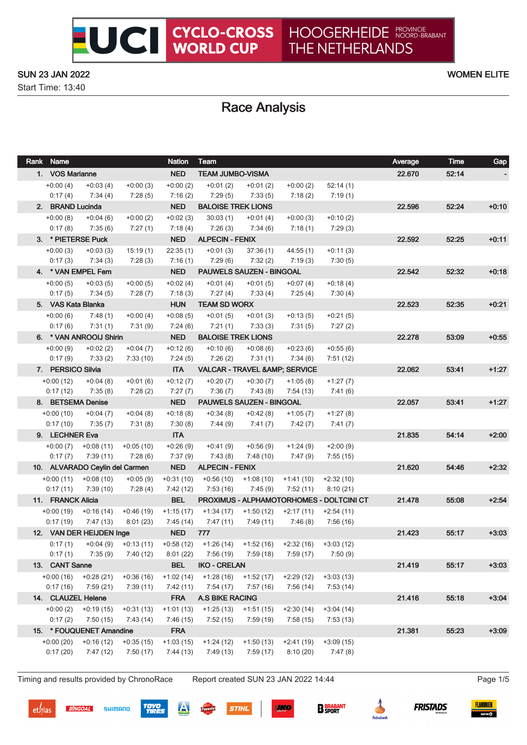# UCI CYCLO-CROSS WORLD CUP — HOOGERHEIDE PROVINCIE NOORD-BRABANT THE NETHERLANDS

SUN 23 JAN 2022 — WOMEN ELITE

Start Time: 13:40

## Race Analysis

| Rank | Name | | | Nation | Team | | | | Average | Time | Gap |
|---|---|---|---|---|---|---|---|---|---|---|---|
| 1. | VOS Marianne | | | NED | TEAM JUMBO-VISMA | | | | 22.670 | 52:14 | - |
| | +0:00 (4) | +0:03 (4) | +0:00 (3) | +0:00 (2) | +0:01 (2) | +0:01 (2) | +0:00 (2) | 52:14 (1) | | | |
| | 0:17 (4) | 7:34 (4) | 7:28 (5) | 7:16 (2) | 7:29 (5) | 7:33 (5) | 7:18 (2) | 7:19 (1) | | | |
| 2. | BRAND Lucinda | | | NED | BALOISE TREK LIONS | | | | 22.596 | 52:24 | +0:10 |
| | +0:00 (8) | +0:04 (6) | +0:00 (2) | +0:02 (3) | 30:03 (1) | +0:01 (4) | +0:00 (3) | +0:10 (2) | | | |
| | 0:17 (8) | 7:35 (6) | 7:27 (1) | 7:18 (4) | 7:26 (3) | 7:34 (6) | 7:18 (1) | 7:29 (3) | | | |
| 3. | * PIETERSE Puck | | | NED | ALPECIN - FENIX | | | | 22.592 | 52:25 | +0:11 |
| | +0:00 (3) | +0:03 (3) | 15:19 (1) | 22:35 (1) | +0:01 (3) | 37:36 (1) | 44:55 (1) | +0:11 (3) | | | |
| | 0:17 (3) | 7:34 (3) | 7:28 (3) | 7:16 (1) | 7:29 (6) | 7:32 (2) | 7:19 (3) | 7:30 (5) | | | |
| 4. | * VAN EMPEL Fem | | | NED | PAUWELS SAUZEN - BINGOAL | | | | 22.542 | 52:32 | +0:18 |
| | +0:00 (5) | +0:03 (5) | +0:00 (5) | +0:02 (4) | +0:01 (4) | +0:01 (5) | +0:07 (4) | +0:18 (4) | | | |
| | 0:17 (5) | 7:34 (5) | 7:28 (7) | 7:18 (3) | 7:27 (4) | 7:33 (4) | 7:25 (4) | 7:30 (4) | | | |
| 5. | VAS Kata Blanka | | | HUN | TEAM SD WORX | | | | 22.523 | 52:35 | +0:21 |
| | +0:00 (6) | 7:48 (1) | +0:00 (4) | +0:08 (5) | +0:01 (5) | +0:01 (3) | +0:13 (5) | +0:21 (5) | | | |
| | 0:17 (6) | 7:31 (1) | 7:31 (9) | 7:24 (6) | 7:21 (1) | 7:33 (3) | 7:31 (5) | 7:27 (2) | | | |
| 6. | * VAN ANROOIJ Shirin | | | NED | BALOISE TREK LIONS | | | | 22.278 | 53:09 | +0:55 |
| | +0:00 (9) | +0:02 (2) | +0:04 (7) | +0:12 (6) | +0:10 (6) | +0:08 (6) | +0:23 (6) | +0:55 (6) | | | |
| | 0:17 (9) | 7:33 (2) | 7:33 (10) | 7:24 (5) | 7:26 (2) | 7:31 (1) | 7:34 (6) | 7:51 (12) | | | |
| 7. | PERSICO Silvia | | | ITA | VALCAR - TRAVEL &AMP; SERVICE | | | | 22.062 | 53:41 | +1:27 |
| | +0:00 (12) | +0:04 (8) | +0:01 (6) | +0:12 (7) | +0:20 (7) | +0:30 (7) | +1:05 (8) | +1:27 (7) | | | |
| | 0:17 (12) | 7:35 (8) | 7:28 (2) | 7:27 (7) | 7:36 (7) | 7:43 (8) | 7:54 (13) | 7:41 (6) | | | |
| 8. | BETSEMA Denise | | | NED | PAUWELS SAUZEN - BINGOAL | | | | 22.057 | 53:41 | +1:27 |
| | +0:00 (10) | +0:04 (7) | +0:04 (8) | +0:18 (8) | +0:34 (8) | +0:42 (8) | +1:05 (7) | +1:27 (8) | | | |
| | 0:17 (10) | 7:35 (7) | 7:31 (8) | 7:30 (8) | 7:44 (9) | 7:41 (7) | 7:42 (7) | 7:41 (7) | | | |
| 9. | LECHNER Eva | | | ITA | | | | | 21.835 | 54:14 | +2:00 |
| | +0:00 (7) | +0:08 (11) | +0:05 (10) | +0:26 (9) | +0:41 (9) | +0:56 (9) | +1:24 (9) | +2:00 (9) | | | |
| | 0:17 (7) | 7:39 (11) | 7:28 (6) | 7:37 (9) | 7:43 (8) | 7:48 (10) | 7:47 (9) | 7:55 (15) | | | |
| 10. | ALVARADO Ceylin del Carmen | | | NED | ALPECIN - FENIX | | | | 21.620 | 54:46 | +2:32 |
| | +0:00 (11) | +0:08 (10) | +0:05 (9) | +0:31 (10) | +0:56 (10) | +1:08 (10) | +1:41 (10) | +2:32 (10) | | | |
| | 0:17 (11) | 7:39 (10) | 7:28 (4) | 7:42 (12) | 7:53 (16) | 7:45 (9) | 7:52 (11) | 8:10 (21) | | | |
| 11. | FRANCK Alicia | | | BEL | PROXIMUS - ALPHAMOTORHOMES - DOLTCINI CT | | | | 21.478 | 55:08 | +2:54 |
| | +0:00 (19) | +0:16 (14) | +0:46 (19) | +1:15 (17) | +1:34 (17) | +1:50 (12) | +2:17 (11) | +2:54 (11) | | | |
| | 0:17 (19) | 7:47 (13) | 8:01 (23) | 7:45 (14) | 7:47 (11) | 7:49 (11) | 7:46 (8) | 7:56 (16) | | | |
| 12. | VAN DER HEIJDEN Inge | | | NED | 777 | | | | 21.423 | 55:17 | +3:03 |
| | 0:17 (1) | +0:04 (9) | +0:13 (11) | +0:58 (12) | +1:26 (14) | +1:52 (16) | +2:32 (16) | +3:03 (12) | | | |
| | 0:17 (1) | 7:35 (9) | 7:40 (12) | 8:01 (22) | 7:56 (19) | 7:59 (18) | 7:59 (17) | 7:50 (9) | | | |
| 13. | CANT Sanne | | | BEL | IKO - CRELAN | | | | 21.419 | 55:17 | +3:03 |
| | +0:00 (16) | +0:28 (21) | +0:36 (16) | +1:02 (14) | +1:28 (16) | +1:52 (17) | +2:29 (12) | +3:03 (13) | | | |
| | 0:17 (16) | 7:59 (21) | 7:39 (11) | 7:42 (11) | 7:54 (17) | 7:57 (16) | 7:56 (14) | 7:53 (14) | | | |
| 14. | CLAUZEL Helene | | | FRA | A.S BIKE RACING | | | | 21.416 | 55:18 | +3:04 |
| | +0:00 (2) | +0:19 (15) | +0:31 (13) | +1:01 (13) | +1:25 (13) | +1:51 (15) | +2:30 (14) | +3:04 (14) | | | |
| | 0:17 (2) | 7:50 (15) | 7:43 (14) | 7:46 (15) | 7:52 (15) | 7:59 (19) | 7:58 (15) | 7:53 (13) | | | |
| 15. | * FOUQUENET Amandine | | | FRA | | | | | 21.381 | 55:23 | +3:09 |
| | +0:00 (20) | +0:16 (12) | +0:35 (15) | +1:03 (15) | +1:24 (12) | +1:50 (13) | +2:41 (19) | +3:09 (15) | | | |
| | 0:17 (20) | 7:47 (12) | 7:50 (17) | 7:44 (13) | 7:49 (13) | 7:59 (17) | 8:10 (20) | 7:47 (8) | | | |

Timing and results provided by ChronoRace — Report created SUN 23 JAN 2022 14:44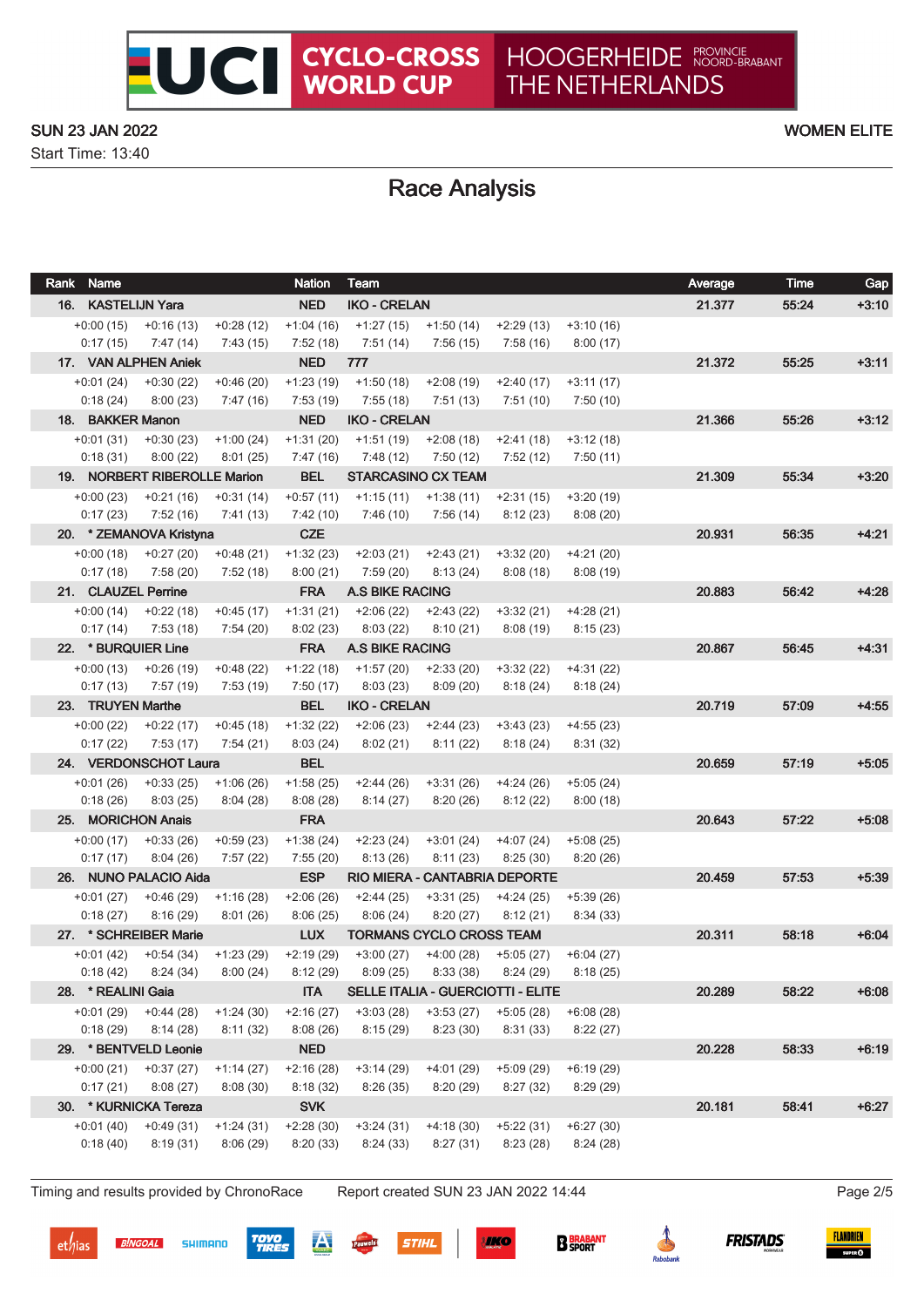UCI CYCLO-CROSS WORLD CUP — HOOGERHEIDE PROVINCIE NOORD-BRABANT THE NETHERLANDS

SUN 23 JAN 2022 — WOMEN ELITE

Start Time: 13:40

# Race Analysis

| Rank | Name | Nation | Team | Average | Time | Gap |
|---|---|---|---|---|---|---|
| 16. | KASTELIJN Yara | NED | IKO - CRELAN | 21.377 | 55:24 | +3:10 |
| | +0:00 (15) +0:16 (13) +0:28 (12) +1:04 (16) +1:27 (15) +1:50 (14) +2:29 (13) +3:10 (16) | | | | | |
| | 0:17 (15) 7:47 (14) 7:43 (15) 7:52 (18) 7:51 (14) 7:56 (15) 7:58 (16) 8:00 (17) | | | | | |
| 17. | VAN ALPHEN Aniek | NED | 777 | 21.372 | 55:25 | +3:11 |
| | +0:01 (24) +0:30 (22) +0:46 (20) +1:23 (19) +1:50 (18) +2:08 (19) +2:40 (17) +3:11 (17) | | | | | |
| | 0:18 (24) 8:00 (23) 7:47 (16) 7:53 (19) 7:55 (18) 7:51 (13) 7:51 (10) 7:50 (10) | | | | | |
| 18. | BAKKER Manon | NED | IKO - CRELAN | 21.366 | 55:26 | +3:12 |
| | +0:01 (31) +0:30 (23) +1:00 (24) +1:31 (20) +1:51 (19) +2:08 (18) +2:41 (18) +3:12 (18) | | | | | |
| | 0:18 (31) 8:00 (22) 8:01 (25) 7:47 (16) 7:48 (12) 7:50 (12) 7:52 (12) 7:50 (11) | | | | | |
| 19. | NORBERT RIBEROLLE Marion | BEL | STARCASINO CX TEAM | 21.309 | 55:34 | +3:20 |
| | +0:00 (23) +0:21 (16) +0:31 (14) +0:57 (11) +1:15 (11) +1:38 (11) +2:31 (15) +3:20 (19) | | | | | |
| | 0:17 (23) 7:52 (16) 7:41 (13) 7:42 (10) 7:46 (10) 7:56 (14) 8:12 (23) 8:08 (20) | | | | | |
| 20. | * ZEMANOVA Kristyna | CZE | | 20.931 | 56:35 | +4:21 |
| | +0:00 (18) +0:27 (20) +0:48 (21) +1:32 (23) +2:03 (21) +2:43 (21) +3:32 (20) +4:21 (20) | | | | | |
| | 0:17 (18) 7:58 (20) 7:52 (18) 8:00 (21) 7:59 (20) 8:13 (24) 8:08 (18) 8:08 (19) | | | | | |
| 21. | CLAUZEL Perrine | FRA | A.S BIKE RACING | 20.883 | 56:42 | +4:28 |
| | +0:00 (14) +0:22 (18) +0:45 (17) +1:31 (21) +2:06 (22) +2:43 (22) +3:32 (21) +4:28 (21) | | | | | |
| | 0:17 (14) 7:53 (18) 7:54 (20) 8:02 (23) 8:03 (22) 8:10 (21) 8:08 (19) 8:15 (23) | | | | | |
| 22. | * BURQUIER Line | FRA | A.S BIKE RACING | 20.867 | 56:45 | +4:31 |
| | +0:00 (13) +0:26 (19) +0:48 (22) +1:22 (18) +1:57 (20) +2:33 (20) +3:32 (22) +4:31 (22) | | | | | |
| | 0:17 (13) 7:57 (19) 7:53 (19) 7:50 (17) 8:03 (23) 8:09 (20) 8:18 (24) 8:18 (24) | | | | | |
| 23. | TRUYEN Marthe | BEL | IKO - CRELAN | 20.719 | 57:09 | +4:55 |
| | +0:00 (22) +0:22 (17) +0:45 (18) +1:32 (22) +2:06 (23) +2:44 (23) +3:43 (23) +4:55 (23) | | | | | |
| | 0:17 (22) 7:53 (17) 7:54 (21) 8:03 (24) 8:02 (21) 8:11 (22) 8:18 (24) 8:31 (32) | | | | | |
| 24. | VERDONSCHOT Laura | BEL | | 20.659 | 57:19 | +5:05 |
| | +0:01 (26) +0:33 (25) +1:06 (26) +1:58 (25) +2:44 (26) +3:31 (26) +4:24 (26) +5:05 (24) | | | | | |
| | 0:18 (26) 8:03 (25) 8:04 (28) 8:08 (28) 8:14 (27) 8:20 (26) 8:12 (22) 8:00 (18) | | | | | |
| 25. | MORICHON Anais | FRA | | 20.643 | 57:22 | +5:08 |
| | +0:00 (17) +0:33 (26) +0:59 (23) +1:38 (24) +2:23 (24) +3:01 (24) +4:07 (24) +5:08 (25) | | | | | |
| | 0:17 (17) 8:04 (26) 7:57 (22) 7:55 (20) 8:13 (26) 8:11 (23) 8:25 (30) 8:20 (26) | | | | | |
| 26. | NUNO PALACIO Aida | ESP | RIO MIERA - CANTABRIA DEPORTE | 20.459 | 57:53 | +5:39 |
| | +0:01 (27) +0:46 (29) +1:16 (28) +2:06 (26) +2:44 (25) +3:31 (25) +4:24 (25) +5:39 (26) | | | | | |
| | 0:18 (27) 8:16 (29) 8:01 (26) 8:06 (25) 8:06 (24) 8:20 (27) 8:12 (21) 8:34 (33) | | | | | |
| 27. | * SCHREIBER Marie | LUX | TORMANS CYCLO CROSS TEAM | 20.311 | 58:18 | +6:04 |
| | +0:01 (42) +0:54 (34) +1:23 (29) +2:19 (29) +3:00 (27) +4:00 (28) +5:05 (27) +6:04 (27) | | | | | |
| | 0:18 (42) 8:24 (34) 8:00 (24) 8:12 (29) 8:09 (25) 8:33 (38) 8:24 (29) 8:18 (25) | | | | | |
| 28. | * REALINI Gaia | ITA | SELLE ITALIA - GUERCIOTTI - ELITE | 20.289 | 58:22 | +6:08 |
| | +0:01 (29) +0:44 (28) +1:24 (30) +2:16 (27) +3:03 (28) +3:53 (27) +5:05 (28) +6:08 (28) | | | | | |
| | 0:18 (29) 8:14 (28) 8:11 (32) 8:08 (26) 8:15 (29) 8:23 (30) 8:31 (33) 8:22 (27) | | | | | |
| 29. | * BENTVELD Leonie | NED | | 20.228 | 58:33 | +6:19 |
| | +0:00 (21) +0:37 (27) +1:14 (27) +2:16 (28) +3:14 (29) +4:01 (29) +5:09 (29) +6:19 (29) | | | | | |
| | 0:17 (21) 8:08 (27) 8:08 (30) 8:18 (32) 8:26 (35) 8:20 (29) 8:27 (32) 8:29 (29) | | | | | |
| 30. | * KURNICKA Tereza | SVK | | 20.181 | 58:41 | +6:27 |
| | +0:01 (40) +0:49 (31) +1:24 (31) +2:28 (30) +3:24 (31) +4:18 (30) +5:22 (31) +6:27 (30) | | | | | |
| | 0:18 (40) 8:19 (31) 8:06 (29) 8:20 (33) 8:24 (33) 8:27 (31) 8:23 (28) 8:24 (28) | | | | | |

Timing and results provided by ChronoRace — Report created SUN 23 JAN 2022 14:44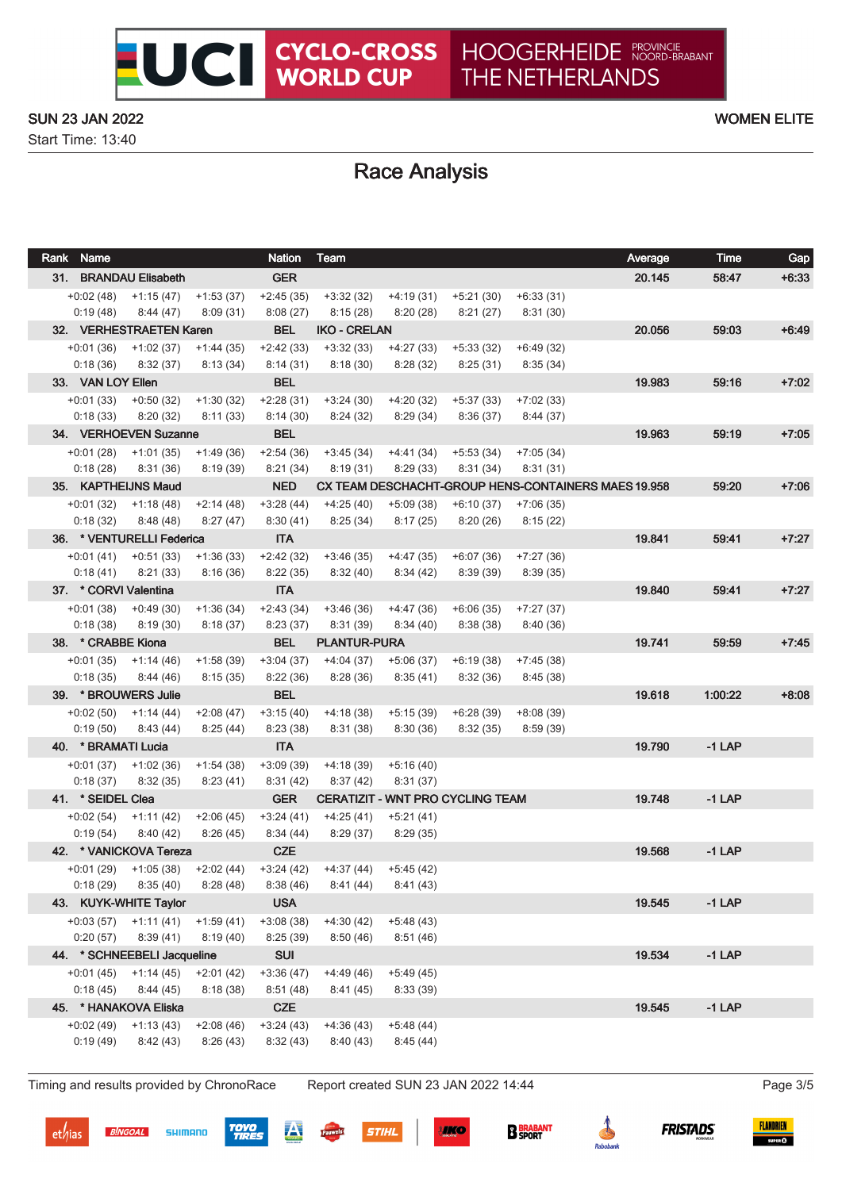# UCI CYCLO-CROSS WORLD CUP — HOOGERHEIDE PROVINCIE NOORD-BRABANT, THE NETHERLANDS

SUN 23 JAN 2022 — WOMEN ELITE

Start Time: 13:40

## Race Analysis

| Rank | Name | | | Nation | Team | | | | Average | Time | Gap |
|---|---|---|---|---|---|---|---|---|---|---|---|
| 31. | BRANDAU Elisabeth | | | GER | | | | | 20.145 | 58:47 | +6:33 |
| +0:02 (48) | +1:15 (47) | +1:53 (37) | +2:45 (35) | +3:32 (32) | +4:19 (31) | +5:21 (30) | +6:33 (31) | | | | |
| 0:19 (48) | 8:44 (47) | 8:09 (31) | 8:08 (27) | 8:15 (28) | 8:20 (28) | 8:21 (27) | 8:31 (30) | | | | |
| 32. | VERHESTRAETEN Karen | | | BEL | IKO - CRELAN | | | | 20.056 | 59:03 | +6:49 |
| +0:01 (36) | +1:02 (37) | +1:44 (35) | +2:42 (33) | +3:32 (33) | +4:27 (33) | +5:33 (32) | +6:49 (32) | | | | |
| 0:18 (36) | 8:32 (37) | 8:13 (34) | 8:14 (31) | 8:18 (30) | 8:28 (32) | 8:25 (31) | 8:35 (34) | | | | |
| 33. | VAN LOY Ellen | | | BEL | | | | | 19.983 | 59:16 | +7:02 |
| +0:01 (33) | +0:50 (32) | +1:30 (32) | +2:28 (31) | +3:24 (30) | +4:20 (32) | +5:37 (33) | +7:02 (33) | | | | |
| 0:18 (33) | 8:20 (32) | 8:11 (33) | 8:14 (30) | 8:24 (32) | 8:29 (34) | 8:36 (37) | 8:44 (37) | | | | |
| 34. | VERHOEVEN Suzanne | | | BEL | | | | | 19.963 | 59:19 | +7:05 |
| +0:01 (28) | +1:01 (35) | +1:49 (36) | +2:54 (36) | +3:45 (34) | +4:41 (34) | +5:53 (34) | +7:05 (34) | | | | |
| 0:18 (28) | 8:31 (36) | 8:19 (39) | 8:21 (34) | 8:19 (31) | 8:29 (33) | 8:31 (34) | 8:31 (31) | | | | |
| 35. | KAPTHEIJNS Maud | | | NED | CX TEAM DESCHACHT-GROUP HENS-CONTAINERS MAES | | | | 19.958 | 59:20 | +7:06 |
| +0:01 (32) | +1:18 (48) | +2:14 (48) | +3:28 (44) | +4:25 (40) | +5:09 (38) | +6:10 (37) | +7:06 (35) | | | | |
| 0:18 (32) | 8:48 (48) | 8:27 (47) | 8:30 (41) | 8:25 (34) | 8:17 (25) | 8:20 (26) | 8:15 (22) | | | | |
| 36. | * VENTURELLI Federica | | | ITA | | | | | 19.841 | 59:41 | +7:27 |
| +0:01 (41) | +0:51 (33) | +1:36 (33) | +2:42 (32) | +3:46 (35) | +4:47 (35) | +6:07 (36) | +7:27 (36) | | | | |
| 0:18 (41) | 8:21 (33) | 8:16 (36) | 8:22 (35) | 8:32 (40) | 8:34 (42) | 8:39 (39) | 8:39 (35) | | | | |
| 37. | * CORVI Valentina | | | ITA | | | | | 19.840 | 59:41 | +7:27 |
| +0:01 (38) | +0:49 (30) | +1:36 (34) | +2:43 (34) | +3:46 (36) | +4:47 (36) | +6:06 (35) | +7:27 (37) | | | | |
| 0:18 (38) | 8:19 (30) | 8:18 (37) | 8:23 (37) | 8:31 (39) | 8:34 (40) | 8:38 (38) | 8:40 (36) | | | | |
| 38. | * CRABBE Kiona | | | BEL | PLANTUR-PURA | | | | 19.741 | 59:59 | +7:45 |
| +0:01 (35) | +1:14 (46) | +1:58 (39) | +3:04 (37) | +4:04 (37) | +5:06 (37) | +6:19 (38) | +7:45 (38) | | | | |
| 0:18 (35) | 8:44 (46) | 8:15 (35) | 8:22 (36) | 8:28 (36) | 8:35 (41) | 8:32 (36) | 8:45 (38) | | | | |
| 39. | * BROUWERS Julie | | | BEL | | | | | 19.618 | 1:00:22 | +8:08 |
| +0:02 (50) | +1:14 (44) | +2:08 (47) | +3:15 (40) | +4:18 (38) | +5:15 (39) | +6:28 (39) | +8:08 (39) | | | | |
| 0:19 (50) | 8:43 (44) | 8:25 (44) | 8:23 (38) | 8:31 (38) | 8:30 (36) | 8:32 (35) | 8:59 (39) | | | | |
| 40. | * BRAMATI Lucia | | | ITA | | | | | 19.790 | -1 LAP | |
| +0:01 (37) | +1:02 (36) | +1:54 (38) | +3:09 (39) | +4:18 (39) | +5:16 (40) | | | | | | |
| 0:18 (37) | 8:32 (35) | 8:23 (41) | 8:31 (42) | 8:37 (42) | 8:31 (37) | | | | | | |
| 41. | * SEIDEL Clea | | | GER | CERATIZIT - WNT PRO CYCLING TEAM | | | | 19.748 | -1 LAP | |
| +0:02 (54) | +1:11 (42) | +2:06 (45) | +3:24 (41) | +4:25 (41) | +5:21 (41) | | | | | | |
| 0:19 (54) | 8:40 (42) | 8:26 (45) | 8:34 (44) | 8:29 (37) | 8:29 (35) | | | | | | |
| 42. | * VANICKOVA Tereza | | | CZE | | | | | 19.568 | -1 LAP | |
| +0:01 (29) | +1:05 (38) | +2:02 (44) | +3:24 (42) | +4:37 (44) | +5:45 (42) | | | | | | |
| 0:18 (29) | 8:35 (40) | 8:28 (48) | 8:38 (46) | 8:41 (44) | 8:41 (43) | | | | | | |
| 43. | KUYK-WHITE Taylor | | | USA | | | | | 19.545 | -1 LAP | |
| +0:03 (57) | +1:11 (41) | +1:59 (41) | +3:08 (38) | +4:30 (42) | +5:48 (43) | | | | | | |
| 0:20 (57) | 8:39 (41) | 8:19 (40) | 8:25 (39) | 8:50 (46) | 8:51 (46) | | | | | | |
| 44. | * SCHNEEBELI Jacqueline | | | SUI | | | | | 19.534 | -1 LAP | |
| +0:01 (45) | +1:14 (45) | +2:01 (42) | +3:36 (47) | +4:49 (46) | +5:49 (45) | | | | | | |
| 0:18 (45) | 8:44 (45) | 8:18 (38) | 8:51 (48) | 8:41 (45) | 8:33 (39) | | | | | | |
| 45. | * HANAKOVA Eliska | | | CZE | | | | | 19.545 | -1 LAP | |
| +0:02 (49) | +1:13 (43) | +2:08 (46) | +3:24 (43) | +4:36 (43) | +5:48 (44) | | | | | | |
| 0:19 (49) | 8:42 (43) | 8:26 (43) | 8:32 (43) | 8:40 (43) | 8:45 (44) | | | | | | |

Timing and results provided by ChronoRace — Report created SUN 23 JAN 2022 14:44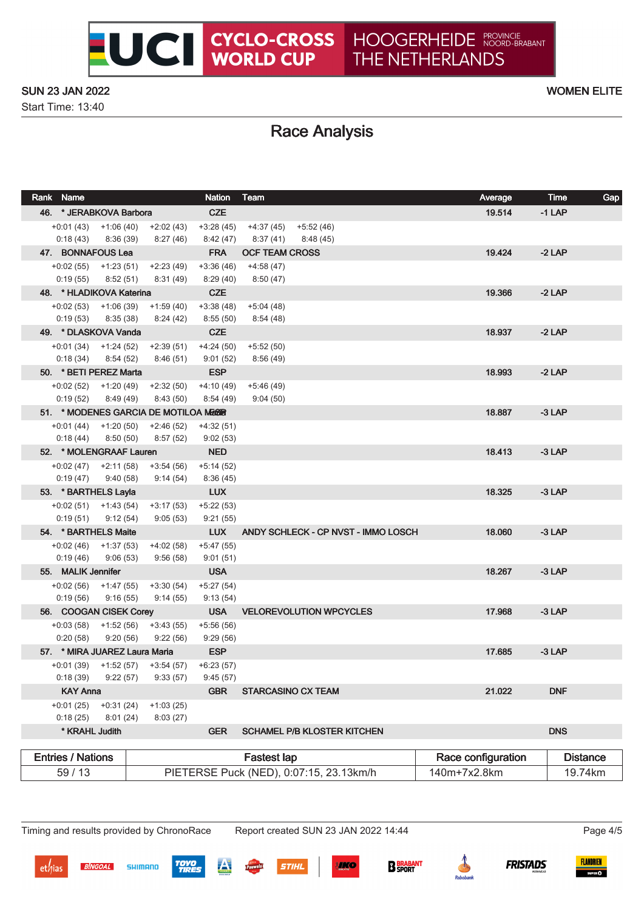# UCI CYCLO-CROSS WORLD CUP — HOOGERHEIDE, THE NETHERLANDS

SUN 23 JAN 2022 — WOMEN ELITE

Start Time: 13:40

## Race Analysis

| Rank | Name | Nation | Team | Average | Time | Gap |
|---|---|---|---|---|---|---|
| 46. | * JERABKOVA Barbora | CZE | | 19.514 | -1 LAP | |
| | +0:01 (43) / 0:18 (43) · +1:06 (40) / 8:36 (39) · +2:02 (43) / 8:27 (46) · +3:28 (45) / 8:42 (47) · +4:37 (45) / 8:37 (41) · +5:52 (46) / 8:48 (45) | | | | | |
| 47. | BONNAFOUS Lea | FRA | OCF TEAM CROSS | 19.424 | -2 LAP | |
| | +0:02 (55) / 0:19 (55) · +1:23 (51) / 8:52 (51) · +2:23 (49) / 8:31 (49) · +3:36 (46) / 8:29 (40) · +4:58 (47) / 8:50 (47) | | | | | |
| 48. | * HLADIKOVA Katerina | CZE | | 19.366 | -2 LAP | |
| | +0:02 (53) / 0:19 (53) · +1:06 (39) / 8:35 (38) · +1:59 (40) / 8:24 (42) · +3:38 (48) / 8:55 (50) · +5:04 (48) / 8:54 (48) | | | | | |
| 49. | * DLASKOVA Vanda | CZE | | 18.937 | -2 LAP | |
| | +0:01 (34) / 0:18 (34) · +1:24 (52) / 8:54 (52) · +2:39 (51) / 8:46 (51) · +4:24 (50) / 9:01 (52) · +5:52 (50) / 8:56 (49) | | | | | |
| 50. | * BETI PEREZ Marta | ESP | | 18.993 | -2 LAP | |
| | +0:02 (52) / 0:19 (52) · +1:20 (49) / 8:49 (49) · +2:32 (50) / 8:43 (50) · +4:10 (49) / 8:54 (49) · +5:46 (49) / 9:04 (50) | | | | | |
| 51. | * MODENES GARCIA DE MOTILOA Maria | ESP | | 18.887 | -3 LAP | |
| | +0:01 (44) / 0:18 (44) · +1:20 (50) / 8:50 (50) · +2:46 (52) / 8:57 (52) · +4:32 (51) / 9:02 (53) | | | | | |
| 52. | * MOLENGRAAF Lauren | NED | | 18.413 | -3 LAP | |
| | +0:02 (47) / 0:19 (47) · +2:11 (58) / 9:40 (58) · +3:54 (56) / 9:14 (54) · +5:14 (52) / 8:36 (45) | | | | | |
| 53. | * BARTHELS Layla | LUX | | 18.325 | -3 LAP | |
| | +0:02 (51) / 0:19 (51) · +1:43 (54) / 9:12 (54) · +3:17 (53) / 9:05 (53) · +5:22 (53) / 9:21 (55) | | | | | |
| 54. | * BARTHELS Maite | LUX | ANDY SCHLECK - CP NVST - IMMO LOSCH | 18.060 | -3 LAP | |
| | +0:02 (46) / 0:19 (46) · +1:37 (53) / 9:06 (53) · +4:02 (58) / 9:56 (58) · +5:47 (55) / 9:01 (51) | | | | | |
| 55. | MALIK Jennifer | USA | | 18.267 | -3 LAP | |
| | +0:02 (56) / 0:19 (56) · +1:47 (55) / 9:16 (55) · +3:30 (54) / 9:14 (55) · +5:27 (54) / 9:13 (54) | | | | | |
| 56. | COOGAN CISEK Corey | USA | VELOREVOLUTION WPCYCLES | 17.968 | -3 LAP | |
| | +0:03 (58) / 0:20 (58) · +1:52 (56) / 9:20 (56) · +3:43 (55) / 9:22 (56) · +5:56 (56) / 9:29 (56) | | | | | |
| 57. | * MIRA JUAREZ Laura Maria | ESP | | 17.685 | -3 LAP | |
| | +0:01 (39) / 0:18 (39) · +1:52 (57) / 9:22 (57) · +3:54 (57) / 9:33 (57) · +6:23 (57) / 9:45 (57) | | | | | |
| | KAY Anna | GBR | STARCASINO CX TEAM | 21.022 | DNF | |
| | +0:01 (25) / 0:18 (25) · +0:31 (24) / 8:01 (24) · +1:03 (25) / 8:03 (27) | | | | | |
| | * KRAHL Judith | GER | SCHAMEL P/B KLOSTER KITCHEN | | DNS | |

| Entries / Nations | Fastest lap | Race configuration | Distance |
|---|---|---|---|
| 59 / 13 | PIETERSE Puck (NED), 0:07:15, 23.13km/h | 140m+7x2.8km | 19.74km |

Timing and results provided by ChronoRace — Report created SUN 23 JAN 2022 14:44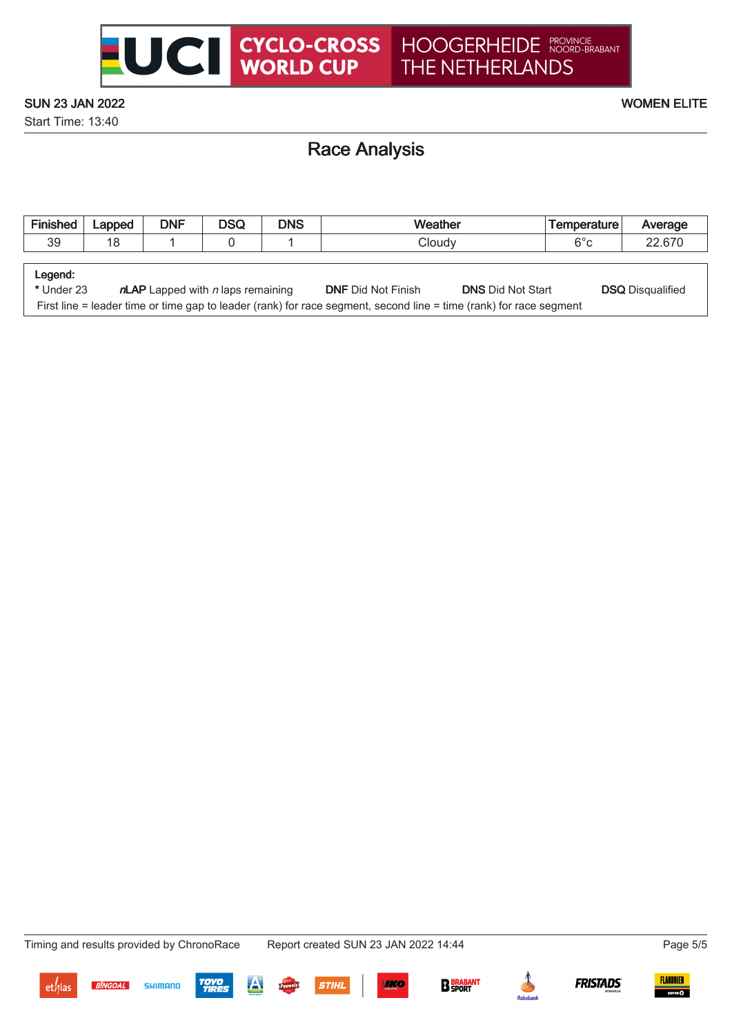SUN 23 JAN 2022

Start Time: 13:40

WOMEN ELITE

# Race Analysis

| Finished | Lapped | DNF | DSQ | DNS | Weather | Temperature | Average |
|---|---|---|---|---|---|---|---|
| 39 | 18 | 1 | 0 | 1 | Cloudy | 6°c | 22.670 |

Legend:
* Under 23 — *n*LAP Lapped with *n* laps remaining — **DNF** Did Not Finish — **DNS** Did Not Start — **DSQ** Disqualified

First line = leader time or time gap to leader (rank) for race segment, second line = time (rank) for race segment

Timing and results provided by ChronoRace — Report created SUN 23 JAN 2022 14:44